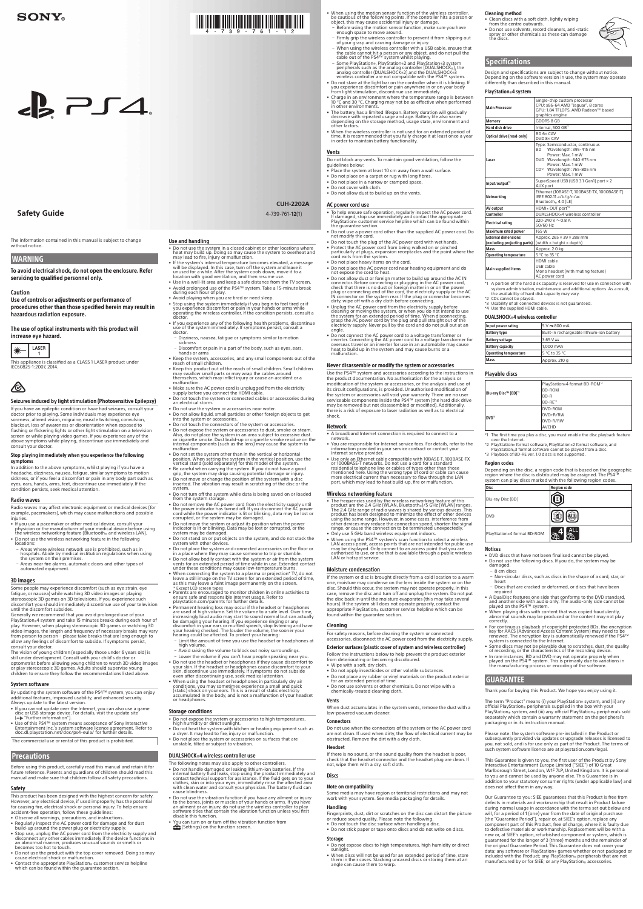SONY

PS4

CUH-2202A

# Safety Guide

4-739-761-**12**(1)

The information contained in this manual is subject to change without notice.

## WARNING

**To avoid electrical shock, do not open the enclosure. Refer servicing to qualified personnel only.**

### Caution

**Use of controls or adjustments or performance of procedures other than those specified herein may result in hazardous radiation exposure.**

**The use of optical instruments with this product will increase eye hazard.**

LASER 1

This appliance is classified as a CLASS 1 LASER product under IEC60825-1:2007, 2014.

### Seizures induced by light stimulation (Photosensitive Epilepsy)

If you have an epileptic condition or have had seizures, consult your doctor prior to playing. Some individuals may experience eye soreness, altered vision, migraine, muscle twitching, convulsion, blackout, loss of awareness or disorientation when exposed to flashing or flickering lights or other light stimulation on a television screen or while playing video games. If you experience any of the above symptoms while playing, discontinue use immediately and consult your doctor.

#### Stop playing immediately when you experience the following symptoms

In addition to the above symptoms, whilst playing if you have a headache, dizziness, nausea, fatigue, similar symptoms to motion sickness, or if you feel a discomfort or pain in any body part such as eyes, ears, hands, arms, feet, discontinue use immediately. If the condition persists, seek medical attention.

### Radio waves

Radio waves may affect electronic equipment or medical devices (for example, pacemakers), which may cause malfunctions and possible injuries.

- If you use a pacemaker or other medical device, consult your physician or the manufacturer of your medical device before using the wireless networking feature (Bluetooth® and wireless LAN).
- Do not use the wireless networking feature in the following locations:
  - Areas where wireless network use is prohibited, such as in hospitals. Abide by medical institution regulations when using the system on their premises.
  - Areas near fire alarms, automatic doors and other types of automated equipment.

### 3D images

Some people may experience discomfort (such as eye strain, eye fatigue, or nausea) while watching 3D video images or playing stereoscopic 3D games on 3D televisions. If you experience such discomfort you should immediately discontinue use of your television until the discomfort subsides.

Generally we recommend that you avoid prolonged use of your PlayStation®4 system and take 15 minutes breaks during each hour of play. However, when playing stereoscopic 3D games or watching 3D video images, the length and frequency of necessary breaks may vary from person to person – please take breaks that are long enough to allow any feelings of discomfort to subside. If symptoms persist, consult your doctor.

The vision of young children (especially those under 6 years old) is still under development. Consult with your child's doctor or optometrist before allowing young children to watch 3D video images or play stereoscopic 3D games. Adults should supervise young children to ensure they follow the recommendations listed above.

### System software

By updating the system software of the PS4™ system, you can enjoy additional features, improved usability, and enhanced security. Always update to the latest version.

- If you cannot update over the Internet, you can also use a game disc or USB storage device. For details, visit the update site (→ "Further information").
- Use of this PS4™ system means acceptance of Sony Interactive Entertainment Inc.'s system software license agreement. Refer to doc.dl.playstation.net/doc/ps4-eula/ for further details.

The commercial use or rental of this product is prohibited.

## Precautions

Before using this product, carefully read this manual and retain it for future reference. Parents and guardians of children should read this manual and make sure that children follow all safety precautions.

### Safety

This product has been designed with the highest concern for safety. However, any electrical device, if used improperly, has the potential for causing fire, electrical shock or personal injury. To help ensure accident-free operation, follow these guidelines:

- Observe all warnings, precautions, and instructions.
- Regularly inspect the AC power cord for damage and for dust build-up around the power plug or electricity supply.
- Stop use, unplug the AC power cord from the electricity supply and disconnect any other cables immediately if the device functions in an abnormal manner, produces unusual sounds or smells or becomes too hot to touch.
- Do not use the product with the top cover removed. Doing so may cause electrical shock or malfunction.
- Contact the appropriate PlayStation® customer service helpline which can be found within the guarantee section.

### Use and handling

- Do not use the system in a closed cabinet or other locations where heat may build up. Doing so may cause the system to overheat and may lead to fire, injury or malfunction.
- If the system's internal temperature becomes elevated, a message will be displayed. In this case, turn off the system and leave it unused for a while. After the system cools down, move it to a location with good ventilation, and then resume use.
- Use in a well-lit area and keep a safe distance from the TV screen.
- Avoid prolonged use of the PS4™ system. Take a 15-minute break during each hour of play.
- Avoid playing when you are tired or need sleep.
- Stop using the system immediately if you begin to feel tired or if you experience discomfort or pain in your hands or arms while operating the wireless controller. If the condition persists, consult a doctor.
- If you experience any of the following health problems, discontinue use of the system immediately. If symptoms persist, consult a doctor.
  - Dizziness, nausea, fatigue or symptoms similar to motion sickness
  - Discomfort or pain in a part of the body, such as eyes, ears, hands or arms
- Keep the system, accessories, and any small components out of the reach of small children.
- Keep this product out of the reach of small children. Small children may swallow small parts or may wrap the cables around themselves, which may inflict injury or cause an accident or a malfunction.
- Make sure the AC power cord is unplugged from the electricity supply before you connect the HDMI cable.
- Do not touch the system or connected cables or accessories during an electrical storm.
- Do not use the system or accessories near water.
- Do not allow liquid, small particles or other foreign objects to get into the system or accessories.
- Do not touch the connectors of the system or accessories.
- Do not expose the system or accessories to dust, smoke or steam. Also, do not place the system in an area subject to excessive dust or cigarette smoke. Dust build-up or cigarette smoke residue on the internal components (such as the lens) may cause the system to malfunction.
- Do not set the system other than in the vertical or horizontal position. When setting the system in the vertical position, use the vertical stand (sold separately) for this model of the system.
- Be careful when carrying the system. If you do not have a good grip, the system may drop causing potential damage or injury.
- Do not move or change the position of the system with a disc inserted. The vibration may result in scratching of the disc or the system.
- Do not turn off the system while data is being saved on or loaded from the system storage.
- Do not remove the AC power cord from the electricity supply until the power indicator has turned off. If you disconnect the AC power cord while the power indicator is lit or blinking, data may be lost or corrupted, or the system may be damaged.
- Do not move the system or adjust its position when the power indicator is lit or blinking. Data may be lost or corrupted, or the system may be damaged.
- Do not stand on or put objects on the system, and do not stack the system with other devices.
- Do not place the system and connected accessories on the floor or in a place where they may cause someone to trip or stumble.
- Do not allow bodily contact with the system or air from the system vents for an extended period of time while in use. Extended contact under these conditions may cause low-temperature burns.
- When connecting the system to a plasma or projection* TV, do not leave a still image on the TV screen for an extended period of time, as this may leave a faint image permanently on the screen.
  \* Except LCD screen types
- Parents are encouraged to monitor children in online activities to ensure safe and responsible Internet usage. Refer to playstation.com/parents for further details.
- Permanent hearing loss may occur if the headset or headphones are used at high volume. Set the volume to a safe level. Over time, increasingly loud audio may start to sound normal but can actually be damaging your hearing. If you experience ringing or any discomfort in your ears or muffled speech, stop listening and have your hearing checked. The louder the volume, the sooner your hearing could be affected. To protect your hearing:
  - Limit the amount of time you use the headset or headphones at high volume.
  - Avoid raising the volume to block out noisy surroundings.
  - Lower the volume if you can't hear people speaking near you.
- Do not use the headset or headphones if they cause discomfort to your skin. If the headset or headphones cause discomfort to your skin, discontinue use immediately. If symptoms do not subside even after discontinuing use, seek medical attention.
- When using the headset or headphones in particularly dry air conditions, you may sometimes experience a small and quick (static) shock on your ears. This is a result of static electricity accumulated in the body, and is not a malfunction of your headset or headphones.

### Storage conditions

- Do not expose the system or accessories to high temperatures, high humidity or direct sunlight.
- Do not heat the system with kitchen or heating equipment such as a dryer. It may lead to fire, injury or malfunction.
- Do not place the system or accessories on surfaces that are unstable, tilted or subject to vibration.

### DUALSHOCK®4 wireless controller use

The following notes may also apply to other controllers.

- Do not handle damaged or leaking lithium-ion batteries. If the internal battery fluid leaks, stop using the product immediately and contact technical support for assistance. If the fluid gets on to your clothes, skin or into your eyes, immediately rinse the affected area with clean water and consult your physician. The battery fluid can cause blindness.
- Do not use the vibration function if you have any ailment or injury to the bones, joints or muscles of your hands or arms. If you have an ailment or an injury, do not use the wireless controller to play software titles that contain the vibration function unless you first disable this function.
- You can turn on or turn off the vibration function from (Settings) on the function screen.
- When using the motion sensor function of the wireless controller, be cautious of the following points. If the controller hits a person or object, this may cause accidental injury or damage.
  - Before using the motion sensor function, make sure you have enough space to move around.
  - Firmly grip the wireless controller to prevent it from slipping out of your grasp and causing damage or injury.
  - When using the wireless controller with a USB cable, ensure that the cable cannot hit a person or any object, and do not pull the cable out of the PS4™ system whilst playing.
  - Some PlayStation®, PlayStation®2 and PlayStation®3 system peripherals such as the analog controller (DUALSHOCK®), the analog controller (DUALSHOCK®2) and the DUALSHOCK®3 wireless controller are not compatible with the PS4™ system.
- Do not stare at the light bar on the controller when it is blinking. If you experience discomfort or pain anywhere in or on your body from light stimulation, discontinue use immediately.
- Charge in an environment where the temperature range is between 10 °C and 30 °C. Charging may not be as effective when performed in other environments.
- The battery has a limited lifespan. Battery duration will gradually decrease with repeated usage and age. Battery life also varies depending on the storage method, usage state, environment and other factors.
- When the wireless controller is not used for an extended period of time, it is recommended that you fully charge it at least once a year in order to maintain battery functionality.

### Vents

Do not block any vents. To maintain good ventilation, follow the guidelines below:

- Place the system at least 10 cm away from a wall surface.
- Do not place on a carpet or rug with long fibres.
- Do not place in a narrow or cramped space.
- Do not cover with cloth.
- Do not allow dust to build up on the vents.

### AC power cord use

- To help ensure safe operation, regularly inspect the AC power cord. If damaged, stop use immediately and contact the appropriate PlayStation® customer service helpline which can be found within the guarantee section.
- Do not use a power cord other than the supplied AC power cord. Do not modify the cord.
- Do not touch the plug of the AC power cord with wet hands.
- Protect the AC power cord from being walked on or pinched particularly at plugs, expansion receptacles and the point where the cord exits from the system.
- Do not place heavy items on the cord.
- Do not place the AC power cord near heating equipment and do not expose the cord to heat.
- Do not allow dust or foreign matter to build up around the AC IN connector. Before connecting or plugging in the AC power cord, check that there is no dust or foreign matter in or on the power plug or connecting end of the cord, the electricity supply or the AC IN connector on the system rear. If the plug or connector becomes dirty, wipe off with a dry cloth before connecting.
- Unplug the AC power cord from the electricity supply before cleaning or moving the system, or when you do not intend to use the system for an extended period of time. When disconnecting, grasp the AC power cord by the plug and pull straight out of the electricity supply. Never pull by the cord and do not pull out at an angle.
- Do not connect the AC power cord to a voltage transformer or inverter. Connecting the AC power cord to a voltage transformer for overseas travel or an inverter for use in an automobile may cause heat to build up in the system and may cause burns or a malfunction.

### Never disassemble or modify the system or accessories

Use the PS4™ system and accessories according to the instructions in the product documentation. No authorisation for the analysis or modification of the system or accessories, or the analysis and use of its circuit configurations, is provided. Unauthorised modification of the system or accessories will void your warranty. There are no user serviceable components inside the PS4™ system (the hard disk drive may be removed but not disassembled or modified). Additionally, there is a risk of exposure to laser radiation as well as to electrical shock.

### Network

- A broadband Internet connection is required to connect to a network.
- You are responsible for Internet service fees. For details, refer to the information provided in your service contract or contact your Internet service provider.
- Use only an Ethernet cable compatible with 10BASE-T, 100BASE-TX or 1000BASE-T networks. Do not use a cord for a standard residential telephone line or cables of types other than those mentioned here. Using the wrong type of cord or cable can cause more electrical current than necessary to flow through the LAN port, which may lead to heat build-up, fire or malfunction.

### Wireless networking feature

- The frequencies used by the wireless networking feature of this product are the 2.4 GHz (WLAN, Bluetooth®)/5 GHz (WLAN) ranges. The 2.4 GHz range of radio waves is shared by various devices. This product has been designed to minimize the effect of other devices using the same range. However, in some cases, interference from other devices may reduce the connection speed, shorten the signal range, or cause the connection to be terminated unexpectedly.
- Only use 5 GHz band wireless equipment indoors.
- When using the PS4™ system's scan function to select a wireless LAN access point, access points that are not intended for public use may be displayed. Only connect to an access point that you are authorised to use, or one that is available through a public wireless LAN or hotspot service.

### Moisture condensation

If the system or disc is brought directly from a cold location to a warm one, moisture may condense on the lens inside the system or on the disc. Should this occur, the system may not operate properly. In this case, remove the disc and turn off and unplug the system. Do not put the disc back in until the moisture evaporates (this may take several hours). If the system still does not operate properly, contact the appropriate PlayStation® customer service helpline which can be found within the guarantee section.

### Cleaning

For safety reasons, before cleaning the system or connected accessories, disconnect the AC power cord from the electricity supply.

#### Exterior surfaces (plastic cover of system and wireless controller)

Follow the instructions below to help prevent the product exterior from deteriorating or becoming discoloured.

- Wipe with a soft, dry cloth.
- Do not apply insecticides or other volatile substances.
- Do not place any rubber or vinyl materials on the product exterior for an extended period of time.
- Do not use solvents or other chemicals. Do not wipe with a chemically-treated cleaning cloth.

#### Vents

When dust accumulates in the system vents, remove the dust with a low-powered vacuum cleaner.

#### Connectors

Do not use when the connectors of the system or the AC power cord are not clean. If used when dirty, the flow of electrical current may be obstructed. Remove the dirt with a dry cloth.

#### Headset

If there is no sound, or the sound quality from the headset is poor, check that the headset connector and the headset plug are clean. If not, wipe them with a dry, soft cloth.

### Discs

#### Note on compatibility

Some media may have region or territorial restrictions and may not work with your system. See media packaging for details.

#### Handling

Fingerprints, dust, dirt or scratches on the disc can distort the picture or reduce sound quality. Please note the following.

- Do not touch the disc surface when handling a disc.
- Do not stick paper or tape onto discs and do not write on discs.

#### Storage

- Do not expose discs to high temperatures, high humidity or direct sunlight.
- When discs will not be used for an extended period of time, store them in their cases. Stacking uncased discs or storing them at an angle can cause them to warp.

#### Cleaning method

- Clean discs with a soft cloth, lightly wiping from the centre outwards.
- Do not use solvents, record cleaners, anti-static spray or other chemicals as these can damage the discs.

## Specifications

Design and specifications are subject to change without notice. Depending on the software version in use, the system may operate differently than described in this manual.

### PlayStation®4 system

| | |
|---|---|
| Main Processor | Single-chip custom processor<br>CPU: x86-64 AMD "Jaguar", 8 cores<br>GPU: 1.84 TFLOPS, AMD Radeon™ based graphics engine |
| Memory | GDDR5 8 GB |
| Hard disk drive | Internal, 500 GB[*1] |
| Optical drive (read-only) | BD 6× CAV<br>DVD 8× CAV |
| Laser | Type: Semiconductor, continuous<br>BD Wavelength: 395–415 nm Power: Max. 1 mW<br>DVD Wavelength: 640–675 nm Power: Max. 1 mW<br>CD[*2] Wavelength: 765–805 nm Power: Max. 1 mW |
| Input/output[*3] | SuperSpeed USB (USB 3.1 Gen1) port × 2<br>AUX port |
| Networking | Ethernet (10BASE-T, 100BASE-TX, 1000BASE-T)<br>IEEE 802.11 a/b/g/n/ac<br>Bluetooth® 4.0 (LE) |
| AV output | HDMI® OUT port[*4] |
| Controller | DUALSHOCK®4 wireless controller |
| Electrical rating | 220-240 V ~ 0.8 A<br>50/60 Hz |
| Maximum rated power | 165 W |
| External dimensions (excluding projecting parts) | Approx. 265 × 39 × 288 mm<br>(width × height × depth) |
| Mass | Approx. 2.0 kg |
| Operating temperature | 5 °C to 35 °C |
| Main supplied items | HDMI cable<br>USB cable<br>Mono headset (with muting feature)<br>AC power cord |

\*1 A portion of the hard disk capacity is reserved for use in connection with system administration, maintenance and additional options. As a result, the availability of hard disk capacity may vary.
\*2 CDs cannot be played.
\*3 Usability of all connected devices is not guaranteed.
\*4 Use the supplied HDMI cable.

### DUALSHOCK®4 wireless controller

| | |
|---|---|
| Input power rating | 5 V ⎓ 800 mA |
| Battery type | Built-in rechargeable lithium-ion battery |
| Battery voltage | 3.65 V ⎓ |
| Battery capacity | 1,000 mAh |
| Operating temperature | 5 °C to 35 °C |
| Mass | Approx. 210 g |

### Playable discs

| | |
|---|---|
| Blu-ray Disc™ (BD)[*1] | PlayStation®4 format BD-ROM[*2]<br>BD-ROM<br>BD-R<br>BD-RE[*3] |
| DVD[*1] | DVD-ROM<br>DVD-R/RW<br>DVD+R/RW<br>AVCHD |

\*1 The first time you play a disc, you must enable the disc playback feature over the Internet.
\*2 PlayStation® format software, PlayStation®2 format software, and PlayStation®3 format software cannot be played from a disc.
\*3 Playback of BD-RE ver. 1.0 discs is not supported.

### Region codes

Depending on the disc, a region code that is based on the geographic region where the disc is distributed may be assigned. The PS4™ system can play discs marked with the following region codes.

| Disc | Region code |
|---|---|
| Blu-ray Disc (BD) | B |
| DVD | 2, ALL |
| PlayStation®4 format BD-ROM | 4, ALL |

### Notices

- DVD discs that have not been finalised cannot be played.
- Do not use the following discs. If you do, the system may be damaged.
  - 8 cm discs
  - Non-circular discs, such as discs in the shape of a card, star, or heart
  - Discs that are cracked or deformed, or discs that have been repaired
- A DualDisc features one side that conforms to the DVD standard, and another side with audio only. The audio-only side cannot be played on the PS4™ system.
- When playing discs with content that was copied fraudulently, abnormal sounds may be produced or the content may not play correctly.
- For continuous playback of copyright-protected BDs, the encryption key for AACS (Advanced Access Content System) may need to be renewed. The encryption key is automatically renewed if the PS4™ system is connected to the Internet.
- Some discs may not be playable due to scratches, dust, the quality of recording, or the characteristics of the recording device.
- In rare instances, BD and DVD may not operate properly when played on the PS4™ system. This is primarily due to variations in the manufacturing process or encoding of the software.

## GUARANTEE

Thank you for buying this Product. We hope you enjoy using it.

The term "Product" means (i) your PlayStation® system, and (ii) any official PlayStation® peripherals supplied in the box with your PlayStation® system, and (iii) any official PlayStation® peripherals sold separately which contain a warranty statement on the peripheral's packaging or in its instruction manual.

Please note: the system software pre-installed in the Product or subsequently provided via updates or upgrade releases is licensed to you, not sold, and is for use only as part of the Product. The terms of such system software licence are at playstation.com/legal.

This Guarantee is given to you, the first user of the Product by Sony Interactive Entertainment Europe Limited ("SIEE") of 10 Great Marlborough Street, London, W1F 7LP, United Kingdom. It is personal to you and cannot be used by anyone else. This Guarantee is in addition to your statutory consumer rights (under applicable law) and does not affect them in any way.

Our Guarantee to you: SIEE guarantees that this Product is free from defects in materials and workmanship that result in Product failure during normal usage in accordance with the terms set out below and will, for a period of 1 (one) year from the date of original purchase (the "Guarantee Period"), repair or, at SIEE's option, replace any component part of this Product, free of charge, where it is faulty due to defective materials or workmanship. Replacement will be with a new or, at SIEE's option, refurbished component or system, which is guaranteed for the longer of 3 (three) months and the remainder of the original Guarantee Period. This Guarantee does not cover your data; any software or PlayStation® games whether or not packaged or included with the Product; any PlayStation® peripherals that are not manufactured by or for SIEE; or any PlayStation® accessories.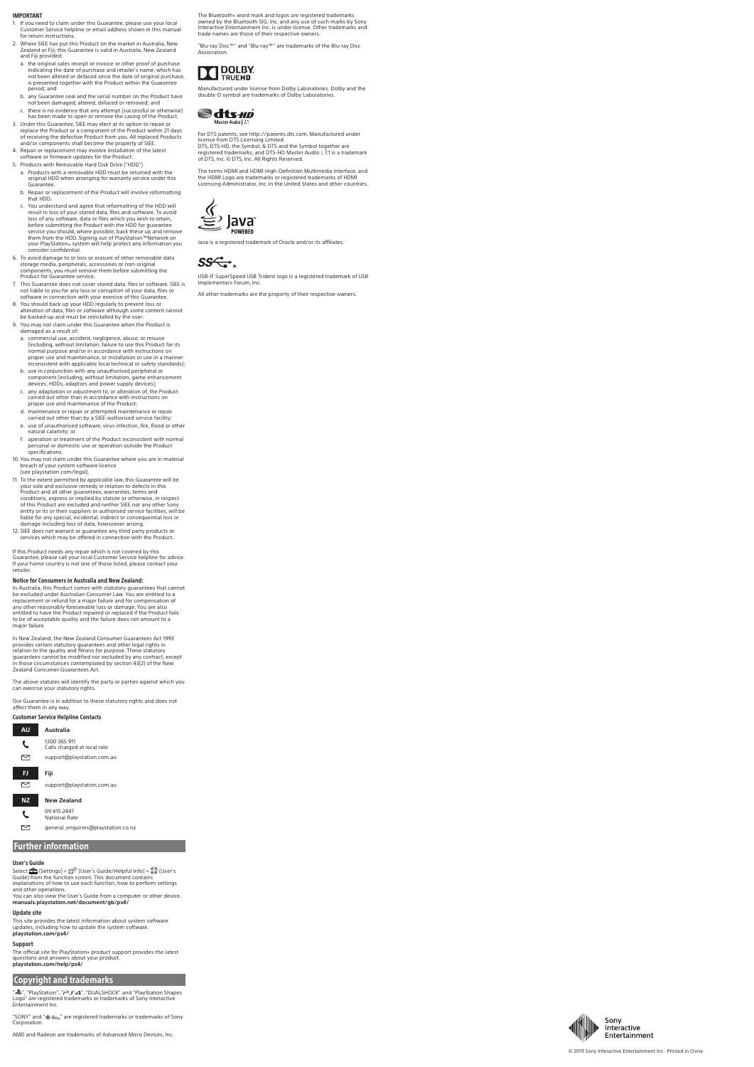**IMPORTANT**

1. If you need to claim under this Guarantee, please use your local Customer Service helpline or email address shown in this manual for return instructions.
2. Where SIEE has put this Product on the market in Australia, New Zealand or Fiji, this Guarantee is valid in Australia, New Zealand and Fiji provided:
   a. the original sales receipt or invoice or other proof of purchase indicating the date of purchase and retailer's name, which has not been altered or defaced since the date of original purchase, is presented together with the Product within the Guarantee period; and
   b. any Guarantee seal and the serial number on the Product have not been damaged, altered, defaced or removed; and
   c. there is no evidence that any attempt (successful or otherwise) has been made to open or remove the casing of the Product.
3. Under this Guarantee, SIEE may elect at its option to repair or replace the Product or a component of the Product within 21 days of receiving the defective Product from you. All replaced Products and/or components shall become the property of SIEE.
4. Repair or replacement may involve installation of the latest software or firmware updates for the Product.
5. Products with Removable Hard Disk Drive ("HDD")
   a. Products with a removable HDD must be returned with the original HDD when arranging for warranty service under this Guarantee.
   b. Repair or replacement of the Product will involve reformatting that HDD.
   c. You understand and agree that reformatting of the HDD will result in loss of your stored data, files and software. To avoid loss of any software, data or files which you wish to retain, before submitting the Product with the HDD for guarantee service you should, where possible, back these up and remove them from the HDD. Signing out of PlayStation™Network on your PlayStation® system will help protect any information you consider confidential.
6. To avoid damage to or loss or erasure of other removable data storage media, peripherals, accessories or non-original components, you must remove them before submitting the Product for Guarantee service.
7. This Guarantee does not cover stored data, files or software. SIEE is not liable to you for any loss or corruption of your data, files or software in connection with your exercise of this Guarantee.
8. You should back up your HDD regularly to prevent loss or alteration of data, files or software although some content cannot be backed up and must be reinstalled by the user.
9. You may not claim under this Guarantee when the Product is damaged as a result of:
   a. commercial use, accident, negligence, abuse, or misuse (including, without limitation, failure to use this Product for its normal purpose and/or in accordance with instructions on proper use and maintenance, or installation or use in a manner inconsistent with applicable local technical or safety standards);
   b. use in conjunction with any unauthorised peripheral or component (including, without limitation, game enhancement devices, HDDs, adaptors and power supply devices);
   c. any adaptation or adjustment to, or alteration of, the Product carried out other than in accordance with instructions on proper use and maintenance of the Product;
   d. maintenance or repair or attempted maintenance or repair carried out other than by a SIEE-authorised service facility;
   e. use of unauthorised software, virus infection, fire, flood or other natural calamity; or
   f. operation or treatment of the Product inconsistent with normal personal or domestic use or operation outside the Product specifications.
10. You may not claim under this Guarantee where you are in material breach of your system software licence (see playstation.com/legal).
11. To the extent permitted by applicable law, this Guarantee will be your sole and exclusive remedy in relation to defects in this Product and all other guarantees, warranties, terms and conditions, express or implied by statute or otherwise, in respect of this Product are excluded and neither SIEE nor any other Sony entity or its or their suppliers or authorised service facilities, will be liable for any special, incidental, indirect or consequential loss or damage including loss of data, howsoever arising.
12. SIEE does not warrant or guarantee any third party products or services which may be offered in connection with the Product.

If this Product needs any repair which is not covered by this Guarantee, please call your local Customer Service helpline for advice. If your home country is not one of those listed, please contact your retailer.

**Notice for Consumers in Australia and New Zealand:**

In Australia, this Product comes with statutory guarantees that cannot be excluded under Australian Consumer Law. You are entitled to a replacement or refund for a major failure and for compensation of any other reasonably foreseeable loss or damage. You are also entitled to have the Product repaired or replaced if the Product fails to be of acceptable quality and the failure does not amount to a major failure.

In New Zealand, the New Zealand Consumer Guarantees Act 1993 provides certain statutory guarantees and other legal rights in relation to the quality and fitness for purpose. These statutory guarantees cannot be modified nor excluded by any contract, except in those circumstances contemplated by section 43(2) of the New Zealand Consumer Guarantees Act.

The above statutes will identify the party or parties against which you can exercise your statutory rights.

Our Guarantee is in addition to these statutory rights and does not affect them in any way.

**Customer Service Helpline Contacts**

**AU — Australia**
1300 365 911
Calls charged at local rate
support@playstation.com.au

**FJ — Fiji**
support@playstation.com.au

**NZ — New Zealand**
09 415 2447
National Rate
general_enquiries@playstation.co.nz

## Further information

**User's Guide**

Select (Settings) > (User's Guide/Helpful Info) > (User's Guide) from the function screen. This document contains explanations of how to use each function, how to perform settings and other operations.
You can also view the User's Guide from a computer or other device.
**manuals.playstation.net/document/gb/ps4/**

**Update site**

This site provides the latest information about system software updates, including how to update the system software.
**playstation.com/ps4/**

**Support**

The official site for PlayStation® product support provides the latest questions and answers about your product.
**playstation.com/help/ps4/**

## Copyright and trademarks

"", "PlayStation", "", "DUALSHOCK" and "PlayStation Shapes Logo" are registered trademarks or trademarks of Sony Interactive Entertainment Inc.

"SONY" and "" are registered trademarks or trademarks of Sony Corporation.

AMD and Radeon are trademarks of Advanced Micro Devices, Inc.

The Bluetooth® word mark and logos are registered trademarks owned by the Bluetooth SIG, Inc. and any use of such marks by Sony Interactive Entertainment Inc. is under license. Other trademarks and trade names are those of their respective owners.

"Blu-ray Disc™" and "Blu-ray™" are trademarks of the Blu-ray Disc Association.

DOLBY TRUEHD

Manufactured under license from Dolby Laboratories. Dolby and the double-D symbol are trademarks of Dolby Laboratories.

dts-HD Master Audio | 7.1

For DTS patents, see http://patents.dts.com. Manufactured under license from DTS Licensing Limited.
DTS, DTS-HD, the Symbol, & DTS and the Symbol together are registered trademarks, and DTS-HD Master Audio | 7.1 is a trademark of DTS, Inc. © DTS, Inc. All Rights Reserved.

The terms HDMI and HDMI High-Definition Multimedia Interface, and the HDMI Logo are trademarks or registered trademarks of HDMI Licensing Administrator, Inc. in the United States and other countries.

Java POWERED

Java is a registered trademark of Oracle and/or its affiliates.

USB-IF SuperSpeed USB Trident logo is a registered trademark of USB Implementers Forum, Inc.

All other trademarks are the property of their respective owners.

Sony Interactive Entertainment

© 2019 Sony Interactive Entertainment Inc. Printed in China